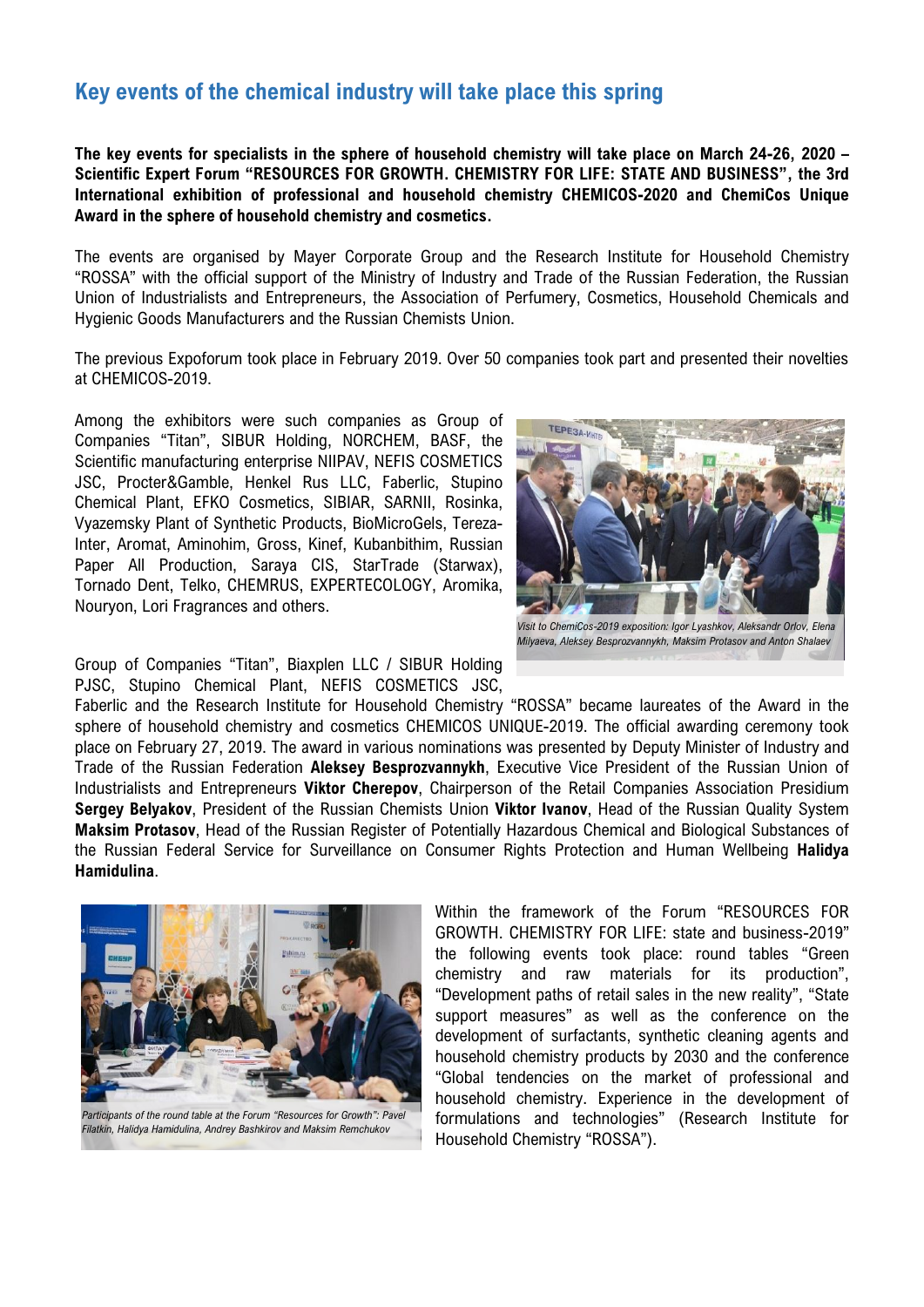## Key events of the chemical industry will take place this spring

**The key events for specialists in the sphere of household chemistry will take place on March 24-26, 2020 – Scientific Expert Forum "RESOURCES FOR GROWTH. CHEMISTRY FOR LIFE: STATE AND BUSINESS", the 3rd International exhibition of professional and household chemistry CHEMICOS-2020 and ChemiCos Unique Award in the sphere of household chemistry and cosmetics.**

The events are organised by Mayer Corporate Group and the Research Institute for Household Chemistry "ROSSA" with the official support of the Ministry of Industry and Trade of the Russian Federation, the Russian Union of Industrialists and Entrepreneurs, the Association of Perfumery, Cosmetics, Household Chemicals and Hygienic Goods Manufacturers and the Russian Chemists Union.

The previous Expoforum took place in February 2019. Over 50 companies took part and presented their novelties at CHEMICOS-2019.

Among the exhibitors were such companies as Group of Companies "Titan", SIBUR Holding, NORCHEM, BASF, the Scientific manufacturing enterprise NIIPAV, NEFIS COSMETICS JSC, Procter&Gamble, Henkel Rus LLC, Faberlic, Stupino Chemical Plant, EFKO Cosmetics, SIBIAR, SARNII, Rosinka, Vyazemsky Plant of Synthetic Products, BioMicroGels, Tereza-Inter, Aromat, Aminohim, Gross, Kinef, Kubanbithim, Russian Paper All Production, Saraya CIS, StarTrade (Starwax), Tornado Dent, Telko, CHEMRUS, EXPERTECOLOGY, Aromika, Nouryon, Lori Fragrances and others.

*Visit to ChemiCos-2019 exposition: Igor Lyashkov, Aleksandr Orlov, Elena Milyaeva, Aleksey Besprozvannykh, Maksim Protasov and Anton Shalaev*

Group of Companies "Titan", Biaxplen LLC / SIBUR Holding PJSC, Stupino Chemical Plant, NEFIS COSMETICS JSC, Faberlic and the Research Institute for Household Chemistry "ROSSA" became laureates of the Award in the sphere of household chemistry and cosmetics CHEMICOS UNIQUE-2019. The official awarding ceremony took place on February 27, 2019. The award in various nominations was presented by Deputy Minister of Industry and Trade of the Russian Federation **Aleksey Besprozvannykh**, Executive Vice President of the Russian Union of Industrialists and Entrepreneurs **Viktor Cherepov**, Chairperson of the Retail Companies Association Presidium **Sergey Belyakov**, President of the Russian Chemists Union **Viktor Ivanov**, Head of the Russian Quality System **Maksim Protasov**, Head of the Russian Register of Potentially Hazardous Chemical and Biological Substances of the Russian Federal Service for Surveillance on Consumer Rights Protection and Human Wellbeing **Halidya Hamidulina**.

*Participants of the round table at the Forum "Resources for Growth": Pavel Filatkin, Halidya Hamidulina, Andrey Bashkirov and Maksim Remchukov*

Within the framework of the Forum "RESOURCES FOR GROWTH. CHEMISTRY FOR LIFE: state and business-2019" the following events took place: round tables "Green chemistry and raw materials for its production", "Development paths of retail sales in the new reality", "State support measures" as well as the conference on the development of surfactants, synthetic cleaning agents and household chemistry products by 2030 and the conference "Global tendencies on the market of professional and household chemistry. Experience in the development of formulations and technologies" (Research Institute for Household Chemistry "ROSSA").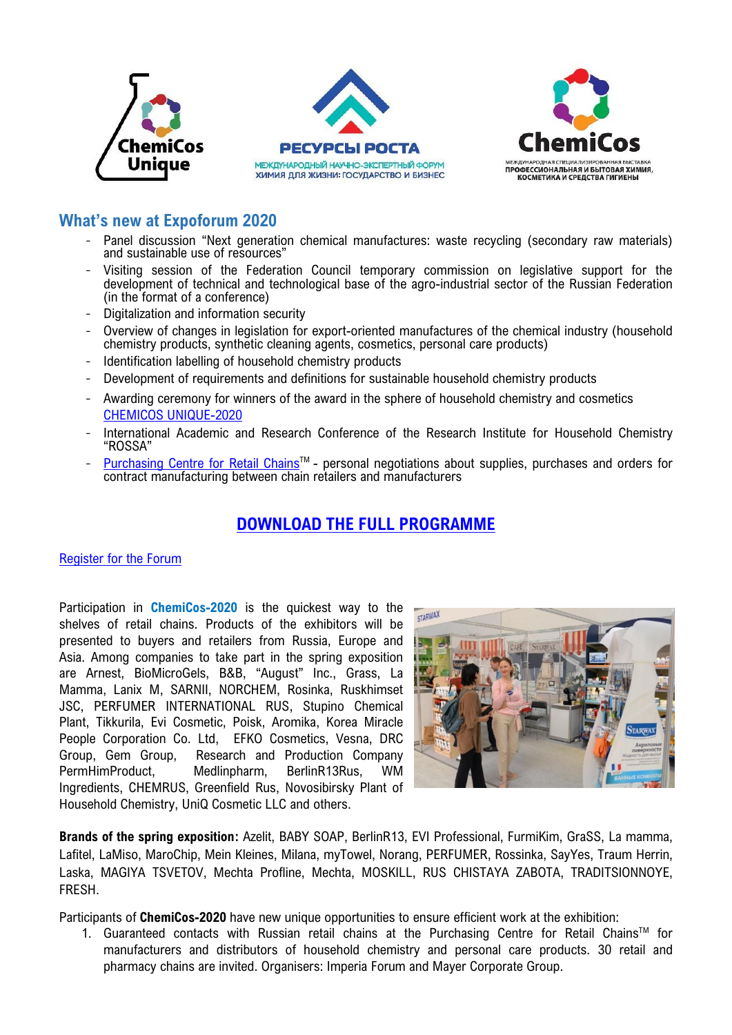## What's new at Expoforum 2020

- Panel discussion "Next generation chemical manufactures: waste recycling (secondary raw materials) and sustainable use of resources"
- Visiting session of the Federation Council temporary commission on legislative support for the development of technical and technological base of the agro-industrial sector of the Russian Federation (in the format of a conference)
- Digitalization and information security
- Overview of changes in legislation for export-oriented manufactures of the chemical industry (household chemistry products, synthetic cleaning agents, cosmetics, personal care products)
- Identification labelling of household chemistry products
- Development of requirements and definitions for sustainable household chemistry products
- Awarding ceremony for winners of the award in the sphere of household chemistry and cosmetics CHEMICOS UNIQUE-2020
- International Academic and Research Conference of the Research Institute for Household Chemistry "ROSSA"
- Purchasing Centre for Retail Chains™ - personal negotiations about supplies, purchases and orders for contract manufacturing between chain retailers and manufacturers

## DOWNLOAD THE FULL PROGRAMME

Register for the Forum

Participation in **ChemiCos-2020** is the quickest way to the shelves of retail chains. Products of the exhibitors will be presented to buyers and retailers from Russia, Europe and Asia. Among companies to take part in the spring exposition are Arnest, BioMicroGels, B&B, "August" Inc., Grass, La Mamma, Lanix M, SARNII, NORCHEM, Rosinka, Ruskhimset JSC, PERFUMER INTERNATIONAL RUS, Stupino Chemical Plant, Tikkurila, Evi Cosmetic, Poisk, Aromika, Korea Miracle People Corporation Co. Ltd, EFKO Cosmetics, Vesna, DRC Group, Gem Group, Research and Production Company PermHimProduct, Medlinpharm, BerlinR13Rus, WM Ingredients, CHEMRUS, Greenfield Rus, Novosibirsky Plant of Household Chemistry, UniQ Cosmetic LLC and others.

**Brands of the spring exposition:** Azelit, BABY SOAP, BerlinR13, EVI Professional, FurmiKim, GraSS, La mamma, Lafitel, LaMiso, MaroChip, Mein Kleines, Milana, myTowel, Norang, PERFUMER, Rossinka, SayYes, Traum Herrin, Laska, MAGIYA TSVETOV, Mechta Profline, Mechta, MOSKILL, RUS CHISTAYA ZABOTA, TRADITSIONNOYE, FRESH.

Participants of **ChemiCos-2020** have new unique opportunities to ensure efficient work at the exhibition:

1. Guaranteed contacts with Russian retail chains at the Purchasing Centre for Retail Chains™ for manufacturers and distributors of household chemistry and personal care products. 30 retail and pharmacy chains are invited. Organisers: Imperia Forum and Mayer Corporate Group.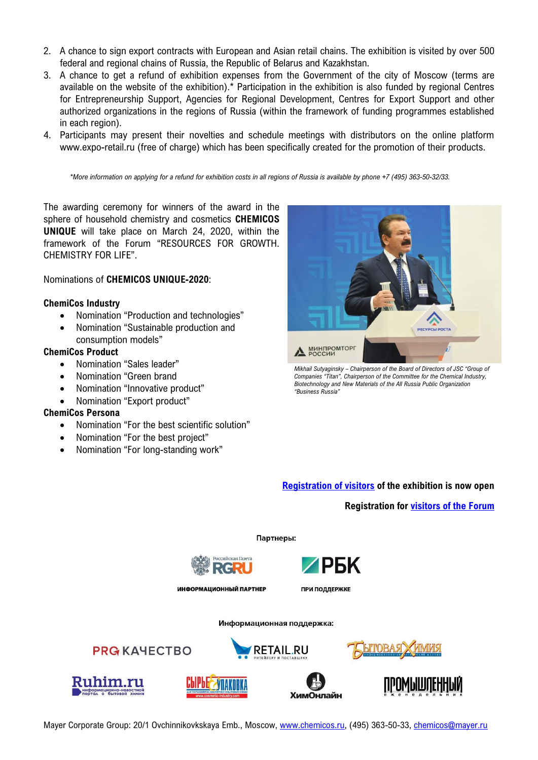2. A chance to sign export contracts with European and Asian retail chains. The exhibition is visited by over 500 federal and regional chains of Russia, the Republic of Belarus and Kazakhstan.
3. A chance to get a refund of exhibition expenses from the Government of the city of Moscow (terms are available on the website of the exhibition).* Participation in the exhibition is also funded by regional Centres for Entrepreneurship Support, Agencies for Regional Development, Centres for Export Support and other authorized organizations in the regions of Russia (within the framework of funding programmes established in each region).
4. Participants may present their novelties and schedule meetings with distributors on the online platform www.expo-retail.ru (free of charge) which has been specifically created for the promotion of their products.

*\*More information on applying for a refund for exhibition costs in all regions of Russia is available by phone +7 (495) 363-50-32/33.*

The awarding ceremony for winners of the award in the sphere of household chemistry and cosmetics **CHEMICOS UNIQUE** will take place on March 24, 2020, within the framework of the Forum “RESOURCES FOR GROWTH. CHEMISTRY FOR LIFE”.

Nominations of **CHEMICOS UNIQUE-2020**:

**ChemiCos Industry**

- Nomination “Production and technologies”
- Nomination “Sustainable production and consumption models”

**ChemiCos Product**

- Nomination “Sales leader”
- Nomination “Green brand
- Nomination “Innovative product”
- Nomination “Export product”

**ChemiCos Persona**

- Nomination “For the best scientific solution”
- Nomination “For the best project”
- Nomination “For long-standing work”

*Mikhail Sutyaginsky – Chairperson of the Board of Directors of JSC “Group of Companies “Titan”, Chairperson of the Committee for the Chemical Industry, Biotechnology and New Materials of the All Russia Public Organization “Business Russia”*

**Registration of visitors of the exhibition is now open**

**Registration for visitors of the Forum**

**Партнеры:**

**ИНФОРМАЦИОННЫЙ ПАРТНЕР** — Российская Газета RGRU

**ПРИ ПОДДЕРЖКЕ** — РБК

**Информационная поддержка:**

PRO КАЧЕСТВО, RETAIL.RU, Бытовая Химия, Ruhim.ru, Сырьё & Упаковка, ХимОнлайн, Промышленный еженедельник

Mayer Corporate Group: 20/1 Ovchinnikovkskaya Emb., Moscow, www.chemicos.ru, (495) 363-50-33, chemicos@mayer.ru